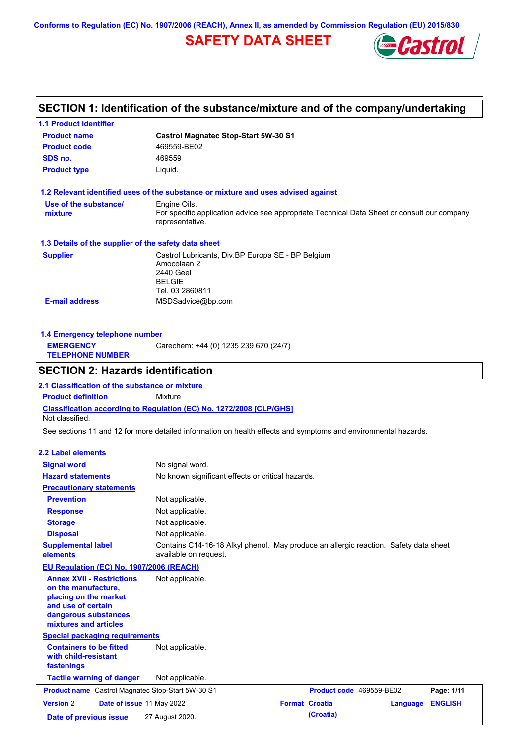Conforms to Regulation (EC) No. 1907/2006 (REACH), Annex II, as amended by Commission Regulation (EU) 2015/830

# SAFETY DATA SHEET

## SECTION 1: Identification of the substance/mixture and of the company/undertaking

### 1.1 Product identifier

| | |
|---|---|
| **Product name** | **Castrol Magnatec Stop-Start 5W-30 S1** |
| **Product code** | 469559-BE02 |
| **SDS no.** | 469559 |
| **Product type** | Liquid. |

### 1.2 Relevant identified uses of the substance or mixture and uses advised against

| | |
|---|---|
| **Use of the substance/ mixture** | Engine Oils. For specific application advice see appropriate Technical Data Sheet or consult our company representative. |

### 1.3 Details of the supplier of the safety data sheet

| | |
|---|---|
| **Supplier** | Castrol Lubricants, Div.BP Europa SE - BP Belgium<br>Amocolaan 2<br>2440 Geel<br>BELGIE<br>Tel. 03 2860811 |
| **E-mail address** | MSDSadvice@bp.com |

### 1.4 Emergency telephone number

| | |
|---|---|
| **EMERGENCY TELEPHONE NUMBER** | Carechem: +44 (0) 1235 239 670 (24/7) |

## SECTION 2: Hazards identification

### 2.1 Classification of the substance or mixture

| | |
|---|---|
| **Product definition** | Mixture |

**Classification according to Regulation (EC) No. 1272/2008 [CLP/GHS]**

Not classified.

See sections 11 and 12 for more detailed information on health effects and symptoms and environmental hazards.

### 2.2 Label elements

| | |
|---|---|
| **Signal word** | No signal word. |
| **Hazard statements** | No known significant effects or critical hazards. |

**Precautionary statements**

| | |
|---|---|
| **Prevention** | Not applicable. |
| **Response** | Not applicable. |
| **Storage** | Not applicable. |
| **Disposal** | Not applicable. |
| **Supplemental label elements** | Contains C14-16-18 Alkyl phenol. May produce an allergic reaction. Safety data sheet available on request. |

**EU Regulation (EC) No. 1907/2006 (REACH)**

| | |
|---|---|
| **Annex XVII - Restrictions on the manufacture, placing on the market and use of certain dangerous substances, mixtures and articles** | Not applicable. |

**Special packaging requirements**

| | |
|---|---|
| **Containers to be fitted with child-resistant fastenings** | Not applicable. |
| **Tactile warning of danger** | Not applicable. |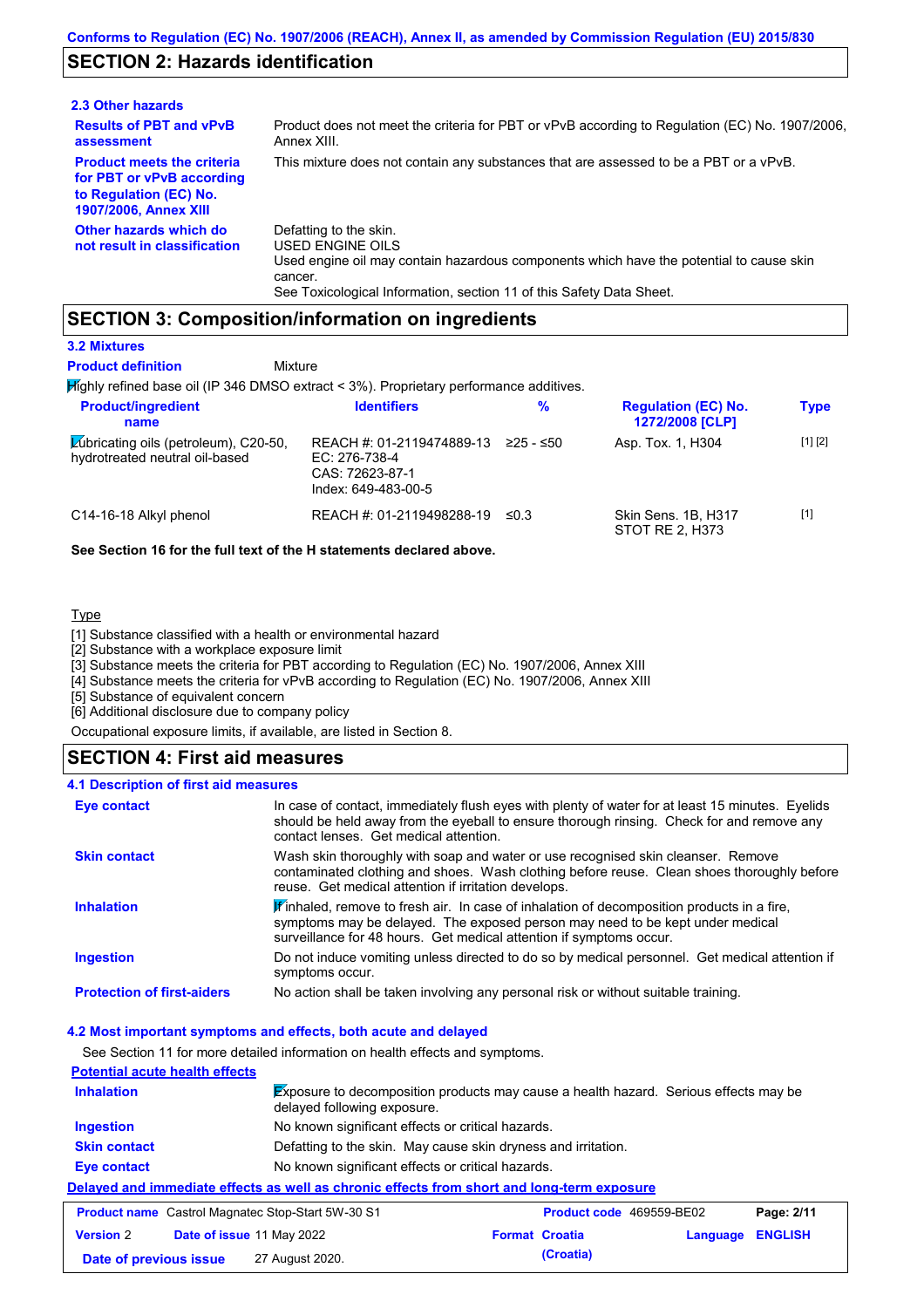## SECTION 2: Hazards identification

### 2.3 Other hazards

| | |
|---|---|
| **Results of PBT and vPvB assessment** | Product does not meet the criteria for PBT or vPvB according to Regulation (EC) No. 1907/2006, Annex XIII. |
| **Product meets the criteria for PBT or vPvB according to Regulation (EC) No. 1907/2006, Annex XIII** | This mixture does not contain any substances that are assessed to be a PBT or a vPvB. |
| **Other hazards which do not result in classification** | Defatting to the skin.<br>USED ENGINE OILS<br>Used engine oil may contain hazardous components which have the potential to cause skin cancer.<br>See Toxicological Information, section 11 of this Safety Data Sheet. |

## SECTION 3: Composition/information on ingredients

### 3.2 Mixtures

**Product definition** Mixture

Highly refined base oil (IP 346 DMSO extract < 3%). Proprietary performance additives.

| Product/ingredient name | Identifiers | % | Regulation (EC) No. 1272/2008 [CLP] | Type |
|---|---|---|---|---|
| Lubricating oils (petroleum), C20-50, hydrotreated neutral oil-based | REACH #: 01-2119474889-13<br>EC: 276-738-4<br>CAS: 72623-87-1<br>Index: 649-483-00-5 | ≥25 - ≤50 | Asp. Tox. 1, H304 | [1] [2] |
| C14-16-18 Alkyl phenol | REACH #: 01-2119498288-19 | ≤0.3 | Skin Sens. 1B, H317<br>STOT RE 2, H373 | [1] |

**See Section 16 for the full text of the H statements declared above.**

Type

[1] Substance classified with a health or environmental hazard
[2] Substance with a workplace exposure limit
[3] Substance meets the criteria for PBT according to Regulation (EC) No. 1907/2006, Annex XIII
[4] Substance meets the criteria for vPvB according to Regulation (EC) No. 1907/2006, Annex XIII
[5] Substance of equivalent concern
[6] Additional disclosure due to company policy

Occupational exposure limits, if available, are listed in Section 8.

## SECTION 4: First aid measures

### 4.1 Description of first aid measures

| | |
|---|---|
| **Eye contact** | In case of contact, immediately flush eyes with plenty of water for at least 15 minutes. Eyelids should be held away from the eyeball to ensure thorough rinsing. Check for and remove any contact lenses. Get medical attention. |
| **Skin contact** | Wash skin thoroughly with soap and water or use recognised skin cleanser. Remove contaminated clothing and shoes. Wash clothing before reuse. Clean shoes thoroughly before reuse. Get medical attention if irritation develops. |
| **Inhalation** | If inhaled, remove to fresh air. In case of inhalation of decomposition products in a fire, symptoms may be delayed. The exposed person may need to be kept under medical surveillance for 48 hours. Get medical attention if symptoms occur. |
| **Ingestion** | Do not induce vomiting unless directed to do so by medical personnel. Get medical attention if symptoms occur. |
| **Protection of first-aiders** | No action shall be taken involving any personal risk or without suitable training. |

### 4.2 Most important symptoms and effects, both acute and delayed

See Section 11 for more detailed information on health effects and symptoms.

**Potential acute health effects**

| | |
|---|---|
| **Inhalation** | Exposure to decomposition products may cause a health hazard. Serious effects may be delayed following exposure. |
| **Ingestion** | No known significant effects or critical hazards. |
| **Skin contact** | Defatting to the skin. May cause skin dryness and irritation. |
| **Eye contact** | No known significant effects or critical hazards. |

**Delayed and immediate effects as well as chronic effects from short and long-term exposure**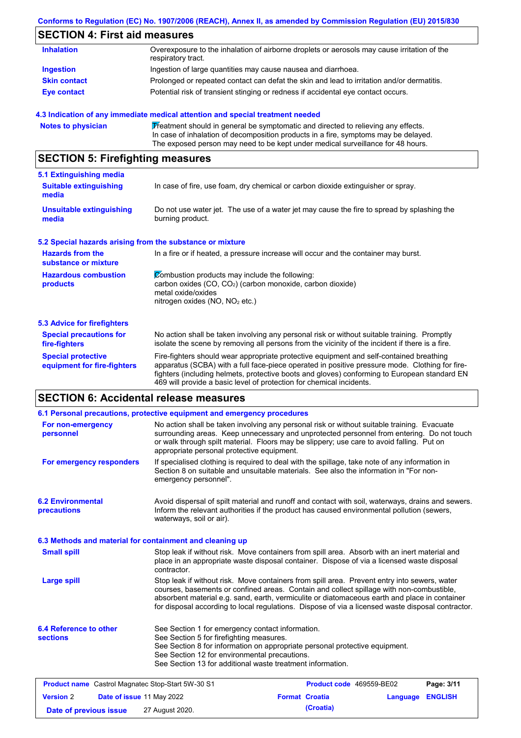## SECTION 4: First aid measures

| | |
|---|---|
| **Inhalation** | Overexposure to the inhalation of airborne droplets or aerosols may cause irritation of the respiratory tract. |
| **Ingestion** | Ingestion of large quantities may cause nausea and diarrhoea. |
| **Skin contact** | Prolonged or repeated contact can defat the skin and lead to irritation and/or dermatitis. |
| **Eye contact** | Potential risk of transient stinging or redness if accidental eye contact occurs. |

### 4.3 Indication of any immediate medical attention and special treatment needed

| | |
|---|---|
| **Notes to physician** | Treatment should in general be symptomatic and directed to relieving any effects. In case of inhalation of decomposition products in a fire, symptoms may be delayed. The exposed person may need to be kept under medical surveillance for 48 hours. |

## SECTION 5: Firefighting measures

### 5.1 Extinguishing media

| | |
|---|---|
| **Suitable extinguishing media** | In case of fire, use foam, dry chemical or carbon dioxide extinguisher or spray. |
| **Unsuitable extinguishing media** | Do not use water jet. The use of a water jet may cause the fire to spread by splashing the burning product. |

### 5.2 Special hazards arising from the substance or mixture

| | |
|---|---|
| **Hazards from the substance or mixture** | In a fire or if heated, a pressure increase will occur and the container may burst. |
| **Hazardous combustion products** | Combustion products may include the following:<br>carbon oxides (CO, $CO_2$) (carbon monoxide, carbon dioxide)<br>metal oxide/oxides<br>nitrogen oxides (NO, $NO_2$ etc.) |

### 5.3 Advice for firefighters

| | |
|---|---|
| **Special precautions for fire-fighters** | No action shall be taken involving any personal risk or without suitable training. Promptly isolate the scene by removing all persons from the vicinity of the incident if there is a fire. |
| **Special protective equipment for fire-fighters** | Fire-fighters should wear appropriate protective equipment and self-contained breathing apparatus (SCBA) with a full face-piece operated in positive pressure mode. Clothing for fire-fighters (including helmets, protective boots and gloves) conforming to European standard EN 469 will provide a basic level of protection for chemical incidents. |

## SECTION 6: Accidental release measures

### 6.1 Personal precautions, protective equipment and emergency procedures

| | |
|---|---|
| **For non-emergency personnel** | No action shall be taken involving any personal risk or without suitable training. Evacuate surrounding areas. Keep unnecessary and unprotected personnel from entering. Do not touch or walk through spilt material. Floors may be slippery; use care to avoid falling. Put on appropriate personal protective equipment. |
| **For emergency responders** | If specialised clothing is required to deal with the spillage, take note of any information in Section 8 on suitable and unsuitable materials. See also the information in "For non-emergency personnel". |

| | |
|---|---|
| **6.2 Environmental precautions** | Avoid dispersal of spilt material and runoff and contact with soil, waterways, drains and sewers. Inform the relevant authorities if the product has caused environmental pollution (sewers, waterways, soil or air). |

### 6.3 Methods and material for containment and cleaning up

| | |
|---|---|
| **Small spill** | Stop leak if without risk. Move containers from spill area. Absorb with an inert material and place in an appropriate waste disposal container. Dispose of via a licensed waste disposal contractor. |
| **Large spill** | Stop leak if without risk. Move containers from spill area. Prevent entry into sewers, water courses, basements or confined areas. Contain and collect spillage with non-combustible, absorbent material e.g. sand, earth, vermiculite or diatomaceous earth and place in container for disposal according to local regulations. Dispose of via a licensed waste disposal contractor. |

| | |
|---|---|
| **6.4 Reference to other sections** | See Section 1 for emergency contact information.<br>See Section 5 for firefighting measures.<br>See Section 8 for information on appropriate personal protective equipment.<br>See Section 12 for environmental precautions.<br>See Section 13 for additional waste treatment information. |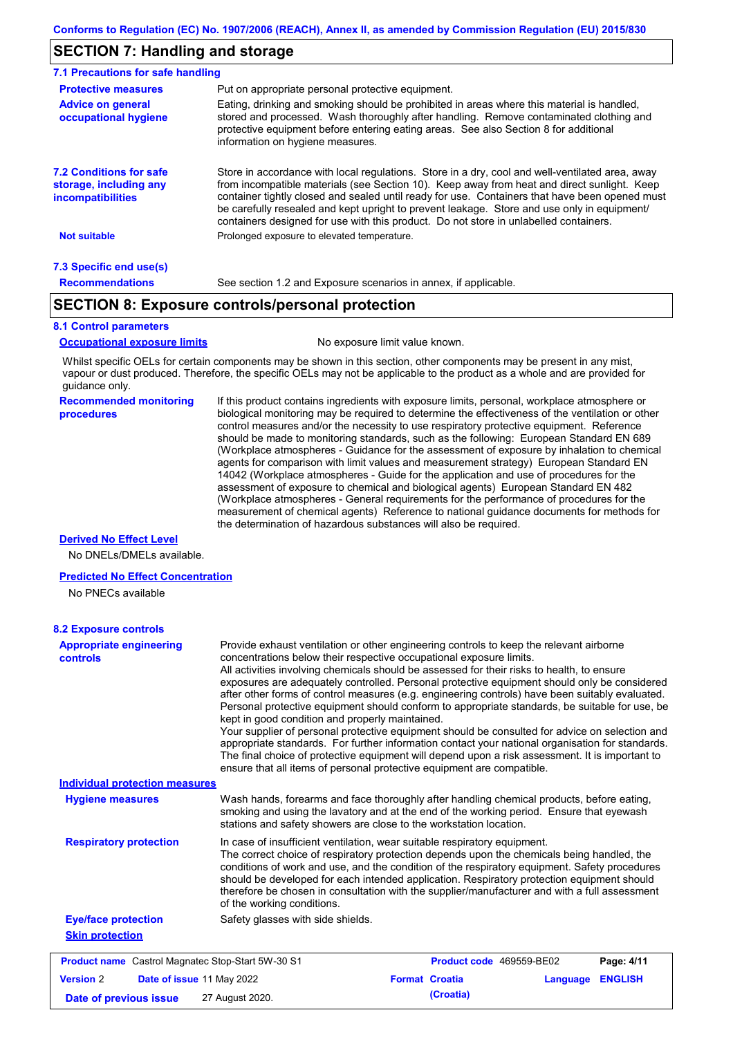## SECTION 7: Handling and storage

### 7.1 Precautions for safe handling

**Protective measures** Put on appropriate personal protective equipment.

**Advice on general occupational hygiene** Eating, drinking and smoking should be prohibited in areas where this material is handled, stored and processed. Wash thoroughly after handling. Remove contaminated clothing and protective equipment before entering eating areas. See also Section 8 for additional information on hygiene measures.

### 7.2 Conditions for safe storage, including any incompatibilities

Store in accordance with local regulations. Store in a dry, cool and well-ventilated area, away from incompatible materials (see Section 10). Keep away from heat and direct sunlight. Keep container tightly closed and sealed until ready for use. Containers that have been opened must be carefully resealed and kept upright to prevent leakage. Store and use only in equipment/ containers designed for use with this product. Do not store in unlabelled containers.

**Not suitable** Prolonged exposure to elevated temperature.

### 7.3 Specific end use(s)

**Recommendations** See section 1.2 and Exposure scenarios in annex, if applicable.

## SECTION 8: Exposure controls/personal protection

### 8.1 Control parameters

**Occupational exposure limits** No exposure limit value known.

Whilst specific OELs for certain components may be shown in this section, other components may be present in any mist, vapour or dust produced. Therefore, the specific OELs may not be applicable to the product as a whole and are provided for guidance only.

**Recommended monitoring procedures** If this product contains ingredients with exposure limits, personal, workplace atmosphere or biological monitoring may be required to determine the effectiveness of the ventilation or other control measures and/or the necessity to use respiratory protective equipment. Reference should be made to monitoring standards, such as the following: European Standard EN 689 (Workplace atmospheres - Guidance for the assessment of exposure by inhalation to chemical agents for comparison with limit values and measurement strategy) European Standard EN 14042 (Workplace atmospheres - Guide for the application and use of procedures for the assessment of exposure to chemical and biological agents) European Standard EN 482 (Workplace atmospheres - General requirements for the performance of procedures for the measurement of chemical agents) Reference to national guidance documents for methods for the determination of hazardous substances will also be required.

**Derived No Effect Level**

No DNELs/DMELs available.

**Predicted No Effect Concentration**

No PNECs available

### 8.2 Exposure controls

**Appropriate engineering controls** Provide exhaust ventilation or other engineering controls to keep the relevant airborne concentrations below their respective occupational exposure limits.
All activities involving chemicals should be assessed for their risks to health, to ensure exposures are adequately controlled. Personal protective equipment should only be considered after other forms of control measures (e.g. engineering controls) have been suitably evaluated. Personal protective equipment should conform to appropriate standards, be suitable for use, be kept in good condition and properly maintained.
Your supplier of personal protective equipment should be consulted for advice on selection and appropriate standards. For further information contact your national organisation for standards. The final choice of protective equipment will depend upon a risk assessment. It is important to ensure that all items of personal protective equipment are compatible.

**Individual protection measures**

**Hygiene measures** Wash hands, forearms and face thoroughly after handling chemical products, before eating, smoking and using the lavatory and at the end of the working period. Ensure that eyewash stations and safety showers are close to the workstation location.

**Respiratory protection** In case of insufficient ventilation, wear suitable respiratory equipment.
The correct choice of respiratory protection depends upon the chemicals being handled, the conditions of work and use, and the condition of the respiratory equipment. Safety procedures should be developed for each intended application. Respiratory protection equipment should therefore be chosen in consultation with the supplier/manufacturer and with a full assessment of the working conditions.

**Eye/face protection** Safety glasses with side shields.

**Skin protection**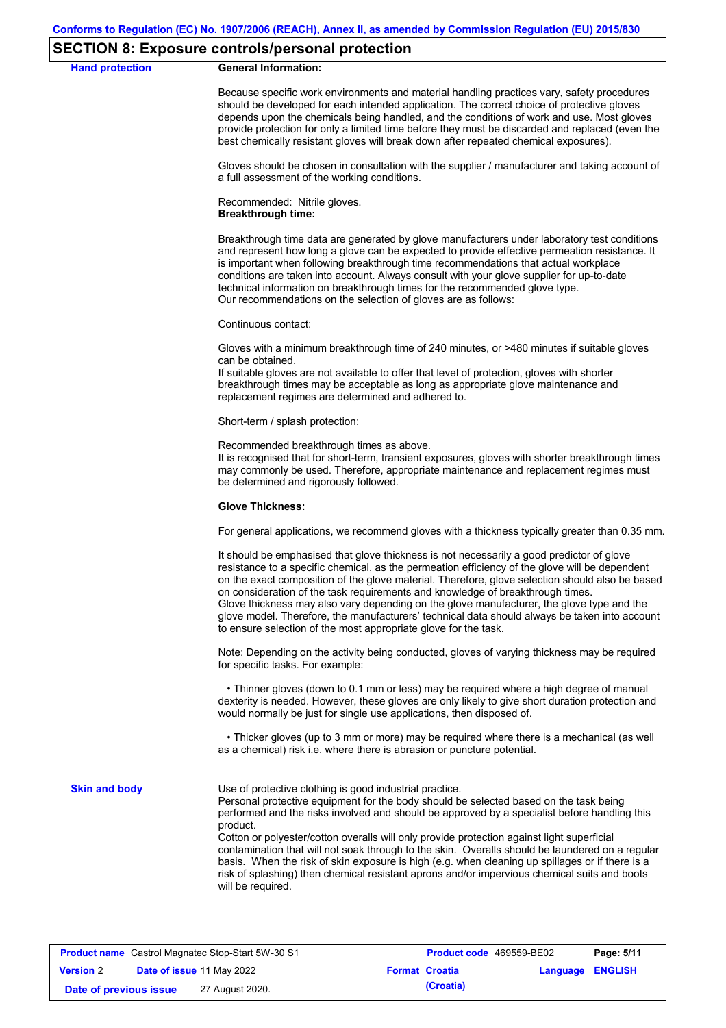## SECTION 8: Exposure controls/personal protection

**Hand protection**

**General Information:**

Because specific work environments and material handling practices vary, safety procedures should be developed for each intended application. The correct choice of protective gloves depends upon the chemicals being handled, and the conditions of work and use. Most gloves provide protection for only a limited time before they must be discarded and replaced (even the best chemically resistant gloves will break down after repeated chemical exposures).

Gloves should be chosen in consultation with the supplier / manufacturer and taking account of a full assessment of the working conditions.

Recommended: Nitrile gloves.

**Breakthrough time:**

Breakthrough time data are generated by glove manufacturers under laboratory test conditions and represent how long a glove can be expected to provide effective permeation resistance. It is important when following breakthrough time recommendations that actual workplace conditions are taken into account. Always consult with your glove supplier for up-to-date technical information on breakthrough times for the recommended glove type.
Our recommendations on the selection of gloves are as follows:

Continuous contact:

Gloves with a minimum breakthrough time of 240 minutes, or >480 minutes if suitable gloves can be obtained.
If suitable gloves are not available to offer that level of protection, gloves with shorter breakthrough times may be acceptable as long as appropriate glove maintenance and replacement regimes are determined and adhered to.

Short-term / splash protection:

Recommended breakthrough times as above.
It is recognised that for short-term, transient exposures, gloves with shorter breakthrough times may commonly be used. Therefore, appropriate maintenance and replacement regimes must be determined and rigorously followed.

**Glove Thickness:**

For general applications, we recommend gloves with a thickness typically greater than 0.35 mm.

It should be emphasised that glove thickness is not necessarily a good predictor of glove resistance to a specific chemical, as the permeation efficiency of the glove will be dependent on the exact composition of the glove material. Therefore, glove selection should also be based on consideration of the task requirements and knowledge of breakthrough times.
Glove thickness may also vary depending on the glove manufacturer, the glove type and the glove model. Therefore, the manufacturers' technical data should always be taken into account to ensure selection of the most appropriate glove for the task.

Note: Depending on the activity being conducted, gloves of varying thickness may be required for specific tasks. For example:

- Thinner gloves (down to 0.1 mm or less) may be required where a high degree of manual dexterity is needed. However, these gloves are only likely to give short duration protection and would normally be just for single use applications, then disposed of.
- Thicker gloves (up to 3 mm or more) may be required where there is a mechanical (as well as a chemical) risk i.e. where there is abrasion or puncture potential.

**Skin and body**

Use of protective clothing is good industrial practice.
Personal protective equipment for the body should be selected based on the task being performed and the risks involved and should be approved by a specialist before handling this product.
Cotton or polyester/cotton overalls will only provide protection against light superficial contamination that will not soak through to the skin. Overalls should be laundered on a regular basis. When the risk of skin exposure is high (e.g. when cleaning up spillages or if there is a risk of splashing) then chemical resistant aprons and/or impervious chemical suits and boots will be required.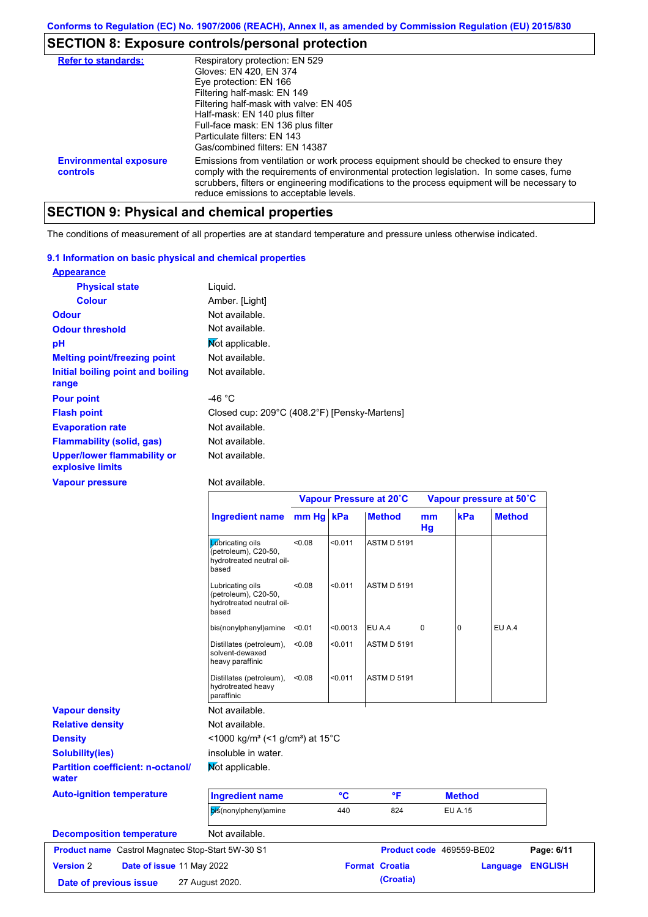Conforms to Regulation (EC) No. 1907/2006 (REACH), Annex II, as amended by Commission Regulation (EU) 2015/830

## SECTION 8: Exposure controls/personal protection

| | |
|---|---|
| **Refer to standards:** | Respiratory protection: EN 529<br>Gloves: EN 420, EN 374<br>Eye protection: EN 166<br>Filtering half-mask: EN 149<br>Filtering half-mask with valve: EN 405<br>Half-mask: EN 140 plus filter<br>Full-face mask: EN 136 plus filter<br>Particulate filters: EN 143<br>Gas/combined filters: EN 14387 |
| **Environmental exposure controls** | Emissions from ventilation or work process equipment should be checked to ensure they comply with the requirements of environmental protection legislation. In some cases, fume scrubbers, filters or engineering modifications to the process equipment will be necessary to reduce emissions to acceptable levels. |

## SECTION 9: Physical and chemical properties

The conditions of measurement of all properties are at standard temperature and pressure unless otherwise indicated.

### 9.1 Information on basic physical and chemical properties

**Appearance**

| | |
|---|---|
| **Physical state** | Liquid. |
| **Colour** | Amber. [Light] |
| **Odour** | Not available. |
| **Odour threshold** | Not available. |
| **pH** | Not applicable. |
| **Melting point/freezing point** | Not available. |
| **Initial boiling point and boiling range** | Not available. |
| **Pour point** | -46 °C |
| **Flash point** | Closed cup: 209°C (408.2°F) [Pensky-Martens] |
| **Evaporation rate** | Not available. |
| **Flammability (solid, gas)** | Not available. |
| **Upper/lower flammability or explosive limits** | Not available. |
| **Vapour pressure** | Not available. |

| | Vapour Pressure at 20˚C | | | Vapour pressure at 50˚C | | |
|---|---|---|---|---|---|---|
| **Ingredient name** | **mm Hg** | **kPa** | **Method** | **mm Hg** | **kPa** | **Method** |
| Lubricating oils (petroleum), C20-50, hydrotreated neutral oil-based | <0.08 | <0.011 | ASTM D 5191 | | | |
| Lubricating oils (petroleum), C20-50, hydrotreated neutral oil-based | <0.08 | <0.011 | ASTM D 5191 | | | |
| bis(nonylphenyl)amine | <0.01 | <0.0013 | EU A.4 | 0 | 0 | EU A.4 |
| Distillates (petroleum), solvent-dewaxed heavy paraffinic | <0.08 | <0.011 | ASTM D 5191 | | | |
| Distillates (petroleum), hydrotreated heavy paraffinic | <0.08 | <0.011 | ASTM D 5191 | | | |

| | |
|---|---|
| **Vapour density** | Not available. |
| **Relative density** | Not available. |
| **Density** | <1000 kg/m³ (<1 g/cm³) at 15°C |
| **Solubility(ies)** | insoluble in water. |
| **Partition coefficient: n-octanol/water** | Not applicable. |
| **Auto-ignition temperature** | |

| Ingredient name | °C | °F | Method |
|---|---|---|---|
| bis(nonylphenyl)amine | 440 | 824 | EU A.15 |

| | |
|---|---|
| **Decomposition temperature** | Not available. |

| | | | |
|---|---|---|---|
| **Product name** Castrol Magnatec Stop-Start 5W-30 S1 | | **Product code** 469559-BE02 | |
| **Version** 2 | **Date of issue** 11 May 2022 | **Format** Croatia (Croatia) | **Language** ENGLISH |
| **Date of previous issue** 27 August 2020. | | | |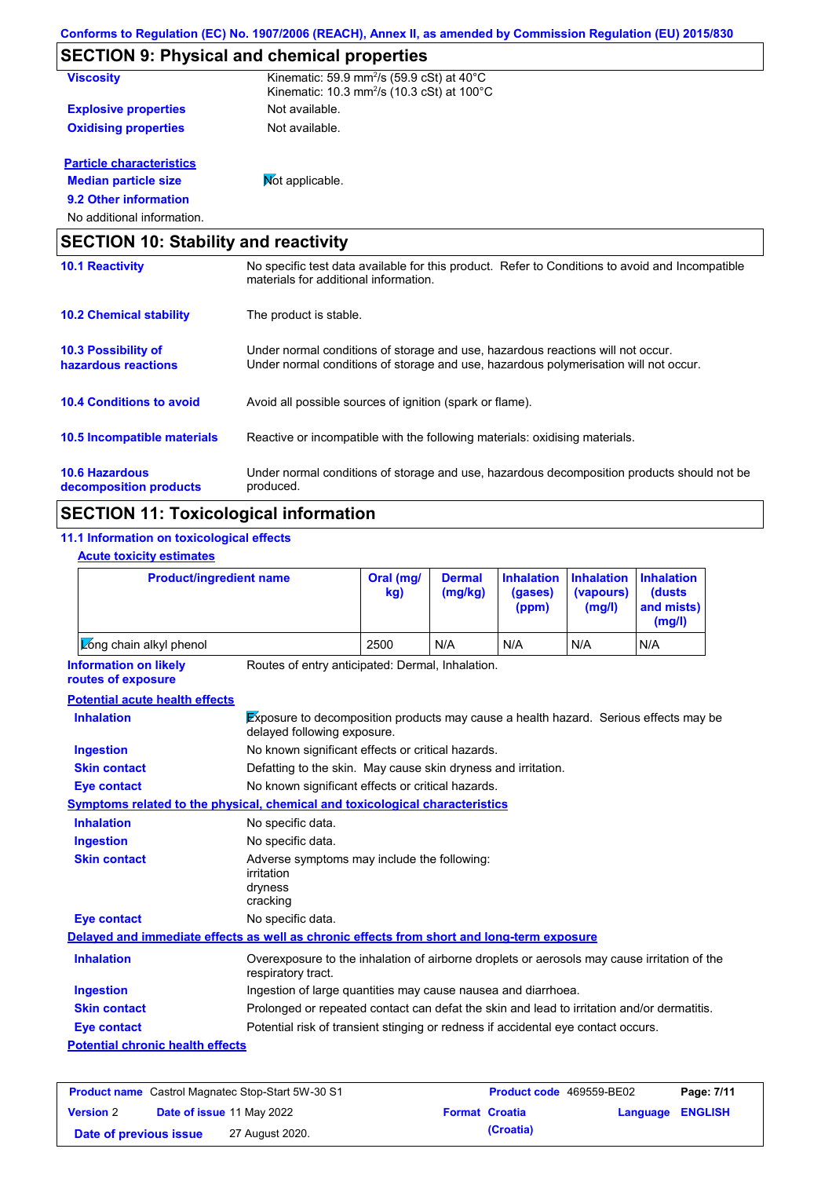## SECTION 9: Physical and chemical properties

**Viscosity** Kinematic: 59.9 mm²/s (59.9 cSt) at 40°C
Kinematic: 10.3 mm²/s (10.3 cSt) at 100°C

**Explosive properties** Not available.

**Oxidising properties** Not available.

**Particle characteristics**

**Median particle size** Not applicable.

**9.2 Other information**

No additional information.

## SECTION 10: Stability and reactivity

**10.1 Reactivity** No specific test data available for this product. Refer to Conditions to avoid and Incompatible materials for additional information.

**10.2 Chemical stability** The product is stable.

**10.3 Possibility of hazardous reactions** Under normal conditions of storage and use, hazardous reactions will not occur.
Under normal conditions of storage and use, hazardous polymerisation will not occur.

**10.4 Conditions to avoid** Avoid all possible sources of ignition (spark or flame).

**10.5 Incompatible materials** Reactive or incompatible with the following materials: oxidising materials.

**10.6 Hazardous decomposition products** Under normal conditions of storage and use, hazardous decomposition products should not be produced.

## SECTION 11: Toxicological information

**11.1 Information on toxicological effects**

**Acute toxicity estimates**

| Product/ingredient name | Oral (mg/kg) | Dermal (mg/kg) | Inhalation (gases) (ppm) | Inhalation (vapours) (mg/l) | Inhalation (dusts and mists) (mg/l) |
|---|---|---|---|---|---|
| Long chain alkyl phenol | 2500 | N/A | N/A | N/A | N/A |

**Information on likely routes of exposure** Routes of entry anticipated: Dermal, Inhalation.

**Potential acute health effects**

**Inhalation** Exposure to decomposition products may cause a health hazard. Serious effects may be delayed following exposure.

**Ingestion** No known significant effects or critical hazards.

**Skin contact** Defatting to the skin. May cause skin dryness and irritation.

**Eye contact** No known significant effects or critical hazards.

**Symptoms related to the physical, chemical and toxicological characteristics**

**Inhalation** No specific data.

**Ingestion** No specific data.

**Skin contact** Adverse symptoms may include the following:
irritation
dryness
cracking

**Eye contact** No specific data.

**Delayed and immediate effects as well as chronic effects from short and long-term exposure**

**Inhalation** Overexposure to the inhalation of airborne droplets or aerosols may cause irritation of the respiratory tract.

**Ingestion** Ingestion of large quantities may cause nausea and diarrhoea.

**Skin contact** Prolonged or repeated contact can defat the skin and lead to irritation and/or dermatitis.

**Eye contact** Potential risk of transient stinging or redness if accidental eye contact occurs.

**Potential chronic health effects**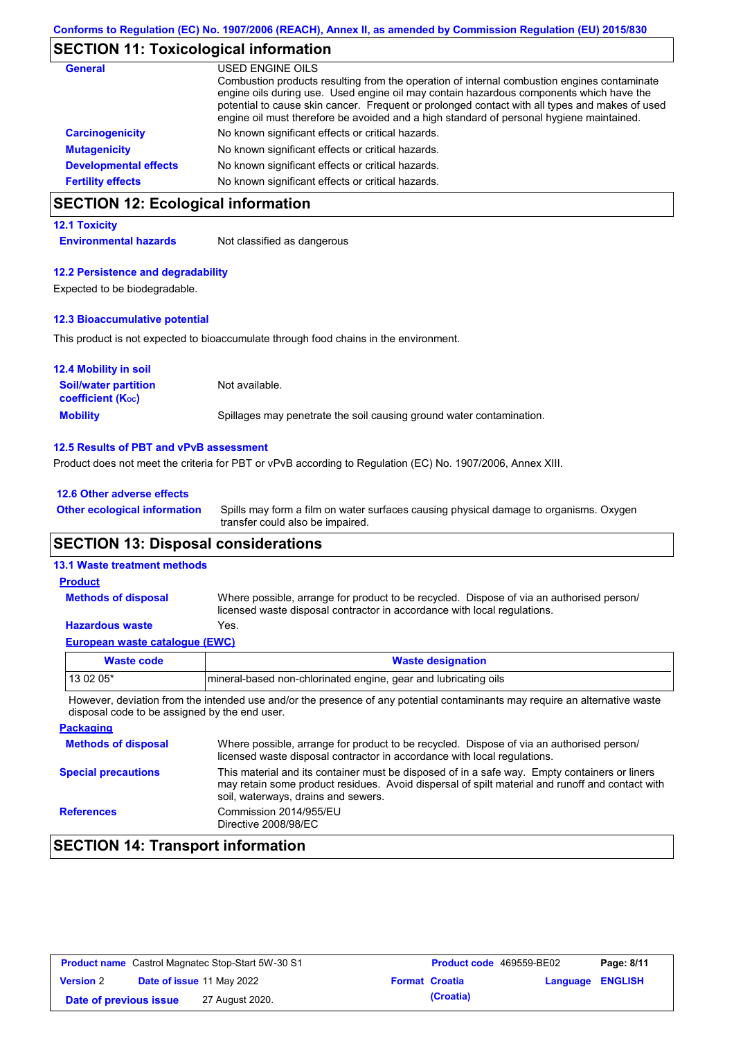## SECTION 11: Toxicological information

**General**
USED ENGINE OILS
Combustion products resulting from the operation of internal combustion engines contaminate engine oils during use. Used engine oil may contain hazardous components which have the potential to cause skin cancer. Frequent or prolonged contact with all types and makes of used engine oil must therefore be avoided and a high standard of personal hygiene maintained.

**Carcinogenicity** No known significant effects or critical hazards.

**Mutagenicity** No known significant effects or critical hazards.

**Developmental effects** No known significant effects or critical hazards.

**Fertility effects** No known significant effects or critical hazards.

## SECTION 12: Ecological information

### 12.1 Toxicity

**Environmental hazards** Not classified as dangerous

### 12.2 Persistence and degradability

Expected to be biodegradable.

### 12.3 Bioaccumulative potential

This product is not expected to bioaccumulate through food chains in the environment.

### 12.4 Mobility in soil

**Soil/water partition coefficient ($K_{OC}$)** Not available.

**Mobility** Spillages may penetrate the soil causing ground water contamination.

### 12.5 Results of PBT and vPvB assessment

Product does not meet the criteria for PBT or vPvB according to Regulation (EC) No. 1907/2006, Annex XIII.

### 12.6 Other adverse effects

**Other ecological information** Spills may form a film on water surfaces causing physical damage to organisms. Oxygen transfer could also be impaired.

## SECTION 13: Disposal considerations

### 13.1 Waste treatment methods

**Product**

**Methods of disposal** Where possible, arrange for product to be recycled. Dispose of via an authorised person/ licensed waste disposal contractor in accordance with local regulations.

**Hazardous waste** Yes.

**European waste catalogue (EWC)**

| Waste code | Waste designation |
|---|---|
| 13 02 05* | mineral-based non-chlorinated engine, gear and lubricating oils |

However, deviation from the intended use and/or the presence of any potential contaminants may require an alternative waste disposal code to be assigned by the end user.

**Packaging**

**Methods of disposal** Where possible, arrange for product to be recycled. Dispose of via an authorised person/ licensed waste disposal contractor in accordance with local regulations.

**Special precautions** This material and its container must be disposed of in a safe way. Empty containers or liners may retain some product residues. Avoid dispersal of spilt material and runoff and contact with soil, waterways, drains and sewers.

**References** Commission 2014/955/EU
Directive 2008/98/EC

## SECTION 14: Transport information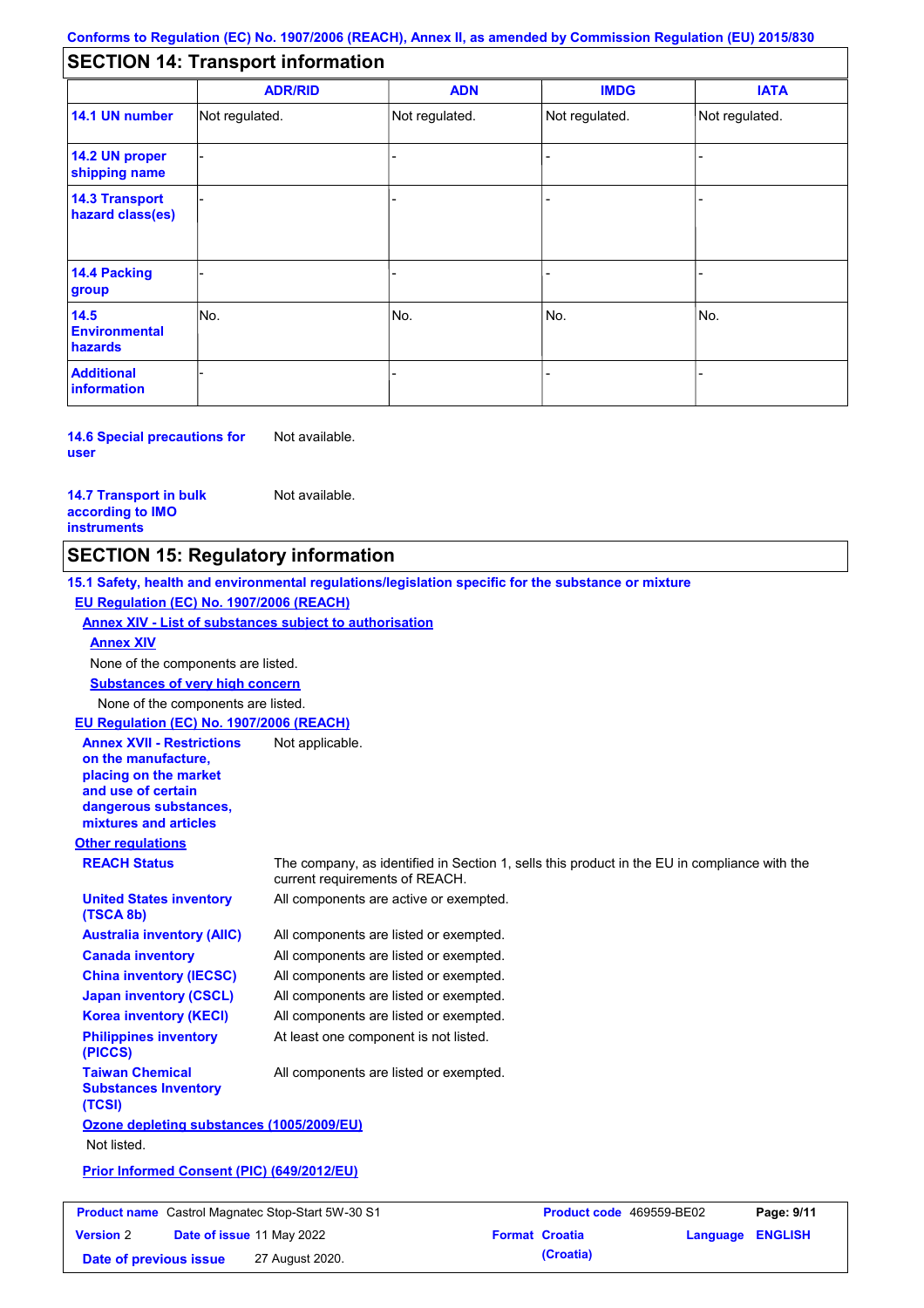Conforms to Regulation (EC) No. 1907/2006 (REACH), Annex II, as amended by Commission Regulation (EU) 2015/830

## SECTION 14: Transport information

| | ADR/RID | ADN | IMDG | IATA |
|---|---|---|---|---|
| **14.1 UN number** | Not regulated. | Not regulated. | Not regulated. | Not regulated. |
| **14.2 UN proper shipping name** | - | - | - | - |
| **14.3 Transport hazard class(es)** | - | - | - | - |
| **14.4 Packing group** | - | - | - | - |
| **14.5 Environmental hazards** | No. | No. | No. | No. |
| **Additional information** | - | - | - | - |

**14.6 Special precautions for user** Not available.

**14.7 Transport in bulk according to IMO instruments** Not available.

## SECTION 15: Regulatory information

**15.1 Safety, health and environmental regulations/legislation specific for the substance or mixture**

**EU Regulation (EC) No. 1907/2006 (REACH)**

**Annex XIV - List of substances subject to authorisation**

**Annex XIV**

None of the components are listed.

**Substances of very high concern**

None of the components are listed.

**EU Regulation (EC) No. 1907/2006 (REACH)**

**Annex XVII - Restrictions on the manufacture, placing on the market and use of certain dangerous substances, mixtures and articles** Not applicable.

**Other regulations**

**REACH Status** The company, as identified in Section 1, sells this product in the EU in compliance with the current requirements of REACH.

**United States inventory (TSCA 8b)** All components are active or exempted.

**Australia inventory (AIIC)** All components are listed or exempted.

**Canada inventory** All components are listed or exempted.

**China inventory (IECSC)** All components are listed or exempted.

**Japan inventory (CSCL)** All components are listed or exempted.

**Korea inventory (KECI)** All components are listed or exempted.

**Philippines inventory (PICCS)** At least one component is not listed.

**Taiwan Chemical Substances Inventory (TCSI)** All components are listed or exempted.

**Ozone depleting substances (1005/2009/EU)**

Not listed.

**Prior Informed Consent (PIC) (649/2012/EU)**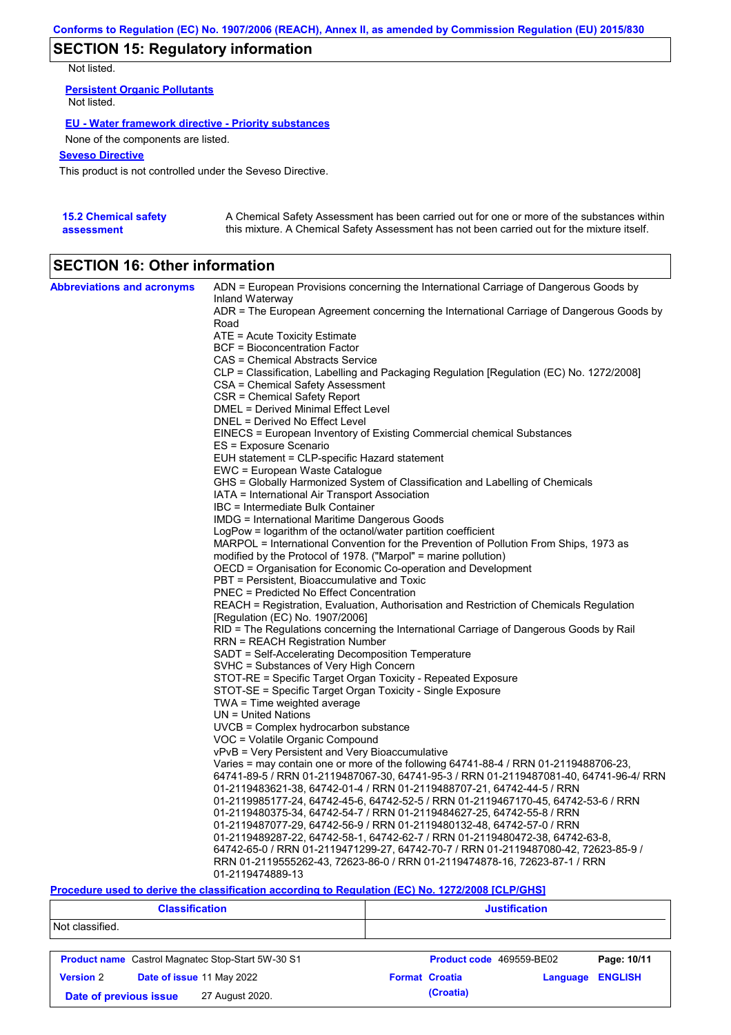## SECTION 15: Regulatory information

Not listed.

**Persistent Organic Pollutants**

Not listed.

**EU - Water framework directive - Priority substances**

None of the components are listed.

**Seveso Directive**

This product is not controlled under the Seveso Directive.

**15.2 Chemical safety assessment**

A Chemical Safety Assessment has been carried out for one or more of the substances within this mixture. A Chemical Safety Assessment has not been carried out for the mixture itself.

## SECTION 16: Other information

**Abbreviations and acronyms**

ADN = European Provisions concerning the International Carriage of Dangerous Goods by Inland Waterway
ADR = The European Agreement concerning the International Carriage of Dangerous Goods by Road
ATE = Acute Toxicity Estimate
BCF = Bioconcentration Factor
CAS = Chemical Abstracts Service
CLP = Classification, Labelling and Packaging Regulation [Regulation (EC) No. 1272/2008]
CSA = Chemical Safety Assessment
CSR = Chemical Safety Report
DMEL = Derived Minimal Effect Level
DNEL = Derived No Effect Level
EINECS = European Inventory of Existing Commercial chemical Substances
ES = Exposure Scenario
EUH statement = CLP-specific Hazard statement
EWC = European Waste Catalogue
GHS = Globally Harmonized System of Classification and Labelling of Chemicals
IATA = International Air Transport Association
IBC = Intermediate Bulk Container
IMDG = International Maritime Dangerous Goods
LogPow = logarithm of the octanol/water partition coefficient
MARPOL = International Convention for the Prevention of Pollution From Ships, 1973 as modified by the Protocol of 1978. ("Marpol" = marine pollution)
OECD = Organisation for Economic Co-operation and Development
PBT = Persistent, Bioaccumulative and Toxic
PNEC = Predicted No Effect Concentration
REACH = Registration, Evaluation, Authorisation and Restriction of Chemicals Regulation [Regulation (EC) No. 1907/2006]
RID = The Regulations concerning the International Carriage of Dangerous Goods by Rail
RRN = REACH Registration Number
SADT = Self-Accelerating Decomposition Temperature
SVHC = Substances of Very High Concern
STOT-RE = Specific Target Organ Toxicity - Repeated Exposure
STOT-SE = Specific Target Organ Toxicity - Single Exposure
TWA = Time weighted average
UN = United Nations
UVCB = Complex hydrocarbon substance
VOC = Volatile Organic Compound
vPvB = Very Persistent and Very Bioaccumulative
Varies = may contain one or more of the following 64741-88-4 / RRN 01-2119488706-23, 64741-89-5 / RRN 01-2119487067-30, 64741-95-3 / RRN 01-2119487081-40, 64741-96-4/ RRN 01-2119483621-38, 64742-01-4 / RRN 01-2119488707-21, 64742-44-5 / RRN 01-2119985177-24, 64742-45-6, 64742-52-5 / RRN 01-2119467170-45, 64742-53-6 / RRN 01-2119480375-34, 64742-54-7 / RRN 01-2119484627-25, 64742-55-8 / RRN 01-2119487077-29, 64742-56-9 / RRN 01-2119480132-48, 64742-57-0 / RRN 01-2119489287-22, 64742-58-1, 64742-62-7 / RRN 01-2119480472-38, 64742-63-8, 64742-65-0 / RRN 01-2119471299-27, 64742-70-7 / RRN 01-2119487080-42, 72623-85-9 / RRN 01-2119555262-43, 72623-86-0 / RRN 01-2119474878-16, 72623-87-1 / RRN 01-2119474889-13

**Procedure used to derive the classification according to Regulation (EC) No. 1272/2008 [CLP/GHS]**

| Classification | Justification |
|---|---|
| Not classified. | |

| **Product name** Castrol Magnatec Stop-Start 5W-30 S1 | **Product code** 469559-BE02 | **Page:** 10/11 |
|---|---|---|
| **Version** 2 **Date of issue** 11 May 2022 | **Format** Croatia (Croatia) | **Language** ENGLISH |
| **Date of previous issue** 27 August 2020. | | |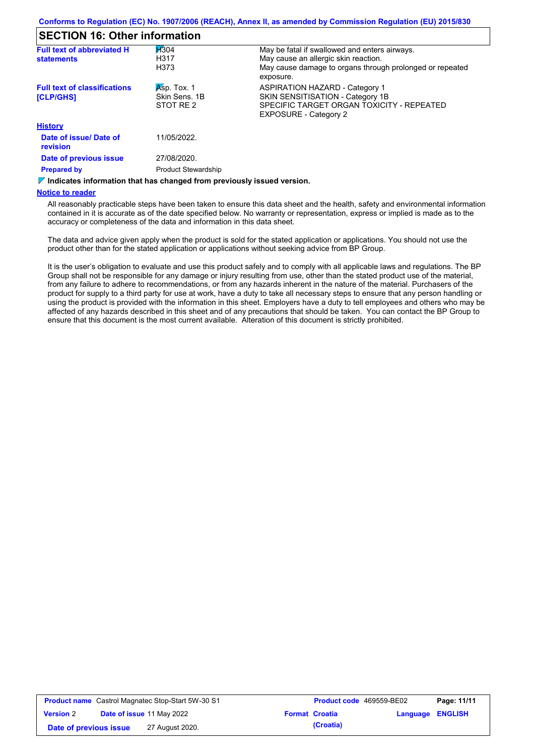## SECTION 16: Other information

| | | |
|---|---|---|
| **Full text of abbreviated H statements** | H304 | May be fatal if swallowed and enters airways. |
| | H317 | May cause an allergic skin reaction. |
| | H373 | May cause damage to organs through prolonged or repeated exposure. |
| **Full text of classifications [CLP/GHS]** | Asp. Tox. 1 | ASPIRATION HAZARD - Category 1 |
| | Skin Sens. 1B | SKIN SENSITISATION - Category 1B |
| | STOT RE 2 | SPECIFIC TARGET ORGAN TOXICITY - REPEATED EXPOSURE - Category 2 |

**History**

| | |
|---|---|
| **Date of issue/ Date of revision** | 11/05/2022. |
| **Date of previous issue** | 27/08/2020. |
| **Prepared by** | Product Stewardship |

**Indicates information that has changed from previously issued version.**

**Notice to reader**

All reasonably practicable steps have been taken to ensure this data sheet and the health, safety and environmental information contained in it is accurate as of the date specified below. No warranty or representation, express or implied is made as to the accuracy or completeness of the data and information in this data sheet.

The data and advice given apply when the product is sold for the stated application or applications. You should not use the product other than for the stated application or applications without seeking advice from BP Group.

It is the user's obligation to evaluate and use this product safely and to comply with all applicable laws and regulations. The BP Group shall not be responsible for any damage or injury resulting from use, other than the stated product use of the material, from any failure to adhere to recommendations, or from any hazards inherent in the nature of the material. Purchasers of the product for supply to a third party for use at work, have a duty to take all necessary steps to ensure that any person handling or using the product is provided with the information in this sheet. Employers have a duty to tell employees and others who may be affected of any hazards described in this sheet and of any precautions that should be taken. You can contact the BP Group to ensure that this document is the most current available. Alteration of this document is strictly prohibited.